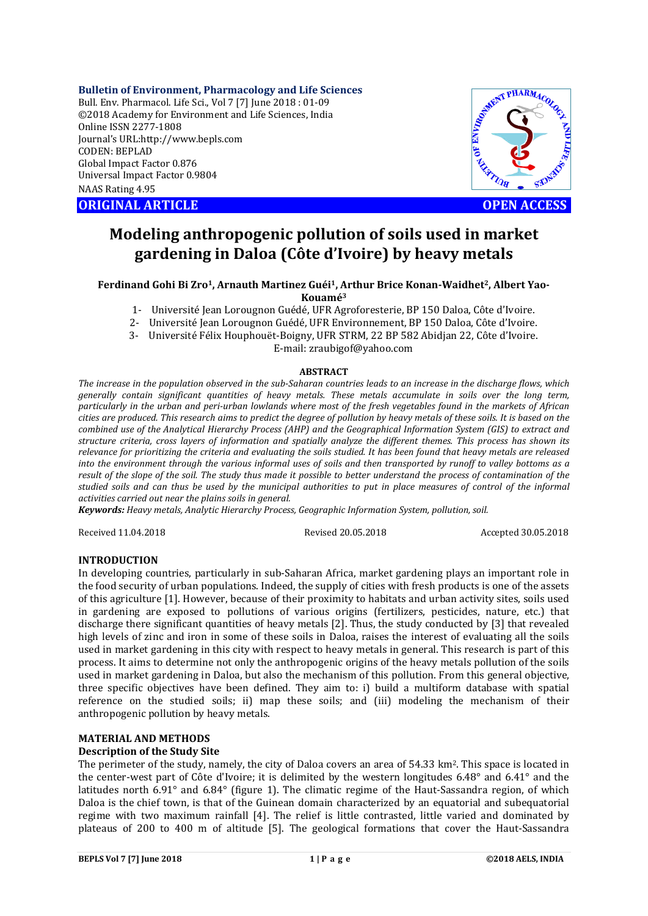**Bulletin of Environment, Pharmacology and Life Sciences**
Bull. Env. Pharmacol. Life Sci., Vol 7 [7] June 2018 : 01-09
©2018 Academy for Environment and Life Sciences, India
Online ISSN 2277-1808
Journal's URL:http://www.bepls.com
CODEN: BEPLAD
Global Impact Factor 0.876
Universal Impact Factor 0.9804
NAAS Rating 4.95

**ORIGINAL ARTICLE** **OPEN ACCESS**

# Modeling anthropogenic pollution of soils used in market gardening in Daloa (Côte d'Ivoire) by heavy metals

**Ferdinand Gohi Bi Zro[1], Arnauth Martinez Guéi[1], Arthur Brice Konan-Waidhet[2], Albert Yao-Kouamé[3]**

1- Université Jean Lorougnon Guédé, UFR Agroforesterie, BP 150 Daloa, Côte d'Ivoire.
2- Université Jean Lorougnon Guédé, UFR Environnement, BP 150 Daloa, Côte d'Ivoire.
3- Université Félix Houphouët-Boigny, UFR STRM, 22 BP 582 Abidjan 22, Côte d'Ivoire.

E-mail: zraubigof@yahoo.com

## ABSTRACT

*The increase in the population observed in the sub-Saharan countries leads to an increase in the discharge flows, which generally contain significant quantities of heavy metals. These metals accumulate in soils over the long term, particularly in the urban and peri-urban lowlands where most of the fresh vegetables found in the markets of African cities are produced. This research aims to predict the degree of pollution by heavy metals of these soils. It is based on the combined use of the Analytical Hierarchy Process (AHP) and the Geographical Information System (GIS) to extract and structure criteria, cross layers of information and spatially analyze the different themes. This process has shown its relevance for prioritizing the criteria and evaluating the soils studied. It has been found that heavy metals are released into the environment through the various informal uses of soils and then transported by runoff to valley bottoms as a result of the slope of the soil. The study thus made it possible to better understand the process of contamination of the studied soils and can thus be used by the municipal authorities to put in place measures of control of the informal activities carried out near the plains soils in general.*

***Keywords:*** *Heavy metals, Analytic Hierarchy Process, Geographic Information System, pollution, soil.*

Received 11.04.2018 Revised 20.05.2018 Accepted 30.05.2018

## INTRODUCTION

In developing countries, particularly in sub-Saharan Africa, market gardening plays an important role in the food security of urban populations. Indeed, the supply of cities with fresh products is one of the assets of this agriculture [1]. However, because of their proximity to habitats and urban activity sites, soils used in gardening are exposed to pollutions of various origins (fertilizers, pesticides, nature, etc.) that discharge there significant quantities of heavy metals [2]. Thus, the study conducted by [3] that revealed high levels of zinc and iron in some of these soils in Daloa, raises the interest of evaluating all the soils used in market gardening in this city with respect to heavy metals in general. This research is part of this process. It aims to determine not only the anthropogenic origins of the heavy metals pollution of the soils used in market gardening in Daloa, but also the mechanism of this pollution. From this general objective, three specific objectives have been defined. They aim to: i) build a multiform database with spatial reference on the studied soils; ii) map these soils; and (iii) modeling the mechanism of their anthropogenic pollution by heavy metals.

## MATERIAL AND METHODS

### Description of the Study Site

The perimeter of the study, namely, the city of Daloa covers an area of 54.33 km$^2$. This space is located in the center-west part of Côte d'Ivoire; it is delimited by the western longitudes 6.48° and 6.41° and the latitudes north 6.91° and 6.84° (figure 1). The climatic regime of the Haut-Sassandra region, of which Daloa is the chief town, is that of the Guinean domain characterized by an equatorial and subequatorial regime with two maximum rainfall [4]. The relief is little contrasted, little varied and dominated by plateaus of 200 to 400 m of altitude [5]. The geological formations that cover the Haut-Sassandra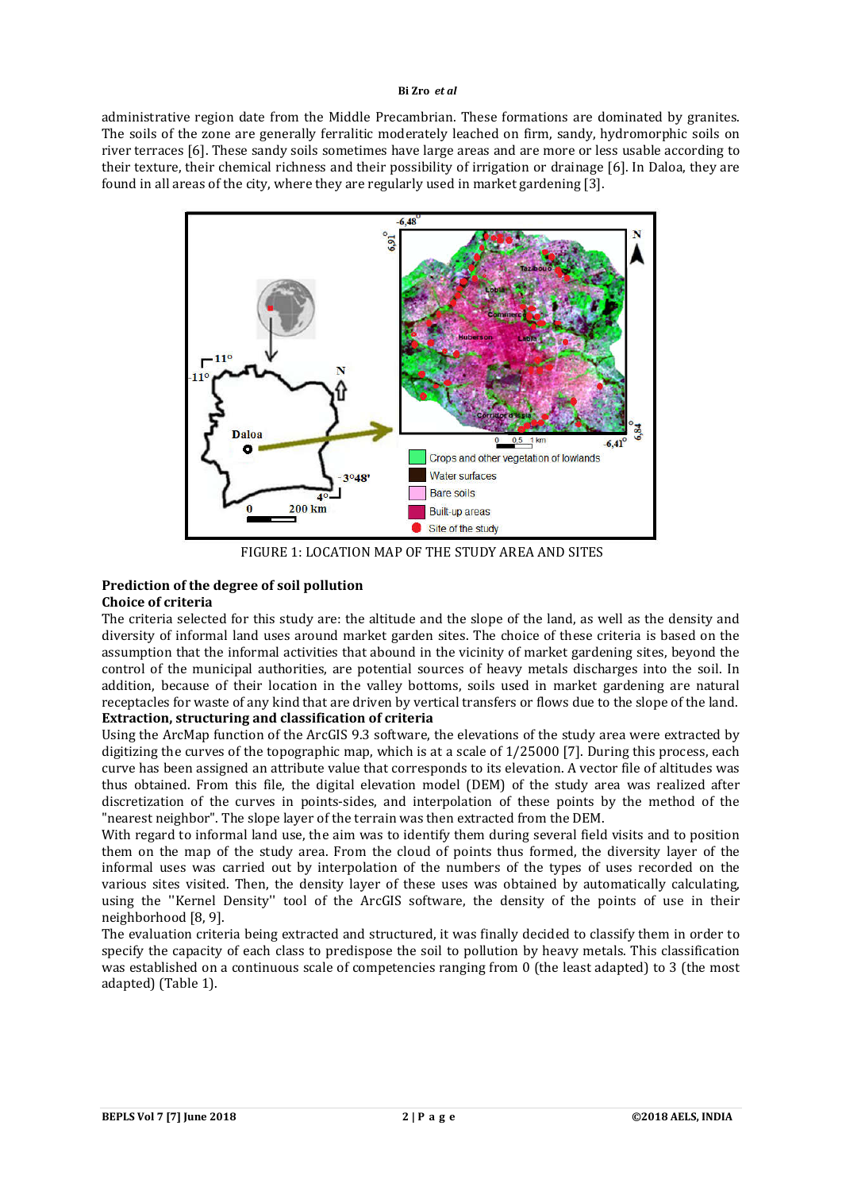administrative region date from the Middle Precambrian. These formations are dominated by granites. The soils of the zone are generally ferralitic moderately leached on firm, sandy, hydromorphic soils on river terraces [6]. These sandy soils sometimes have large areas and are more or less usable according to their texture, their chemical richness and their possibility of irrigation or drainage [6]. In Daloa, they are found in all areas of the city, where they are regularly used in market gardening [3].

FIGURE 1: LOCATION MAP OF THE STUDY AREA AND SITES

## Prediction of the degree of soil pollution

### Choice of criteria

The criteria selected for this study are: the altitude and the slope of the land, as well as the density and diversity of informal land uses around market garden sites. The choice of these criteria is based on the assumption that the informal activities that abound in the vicinity of market gardening sites, beyond the control of the municipal authorities, are potential sources of heavy metals discharges into the soil. In addition, because of their location in the valley bottoms, soils used in market gardening are natural receptacles for waste of any kind that are driven by vertical transfers or flows due to the slope of the land.

### Extraction, structuring and classification of criteria

Using the ArcMap function of the ArcGIS 9.3 software, the elevations of the study area were extracted by digitizing the curves of the topographic map, which is at a scale of 1/25000 [7]. During this process, each curve has been assigned an attribute value that corresponds to its elevation. A vector file of altitudes was thus obtained. From this file, the digital elevation model (DEM) of the study area was realized after discretization of the curves in points-sides, and interpolation of these points by the method of the "nearest neighbor". The slope layer of the terrain was then extracted from the DEM.

With regard to informal land use, the aim was to identify them during several field visits and to position them on the map of the study area. From the cloud of points thus formed, the diversity layer of the informal uses was carried out by interpolation of the numbers of the types of uses recorded on the various sites visited. Then, the density layer of these uses was obtained by automatically calculating, using the ''Kernel Density'' tool of the ArcGIS software, the density of the points of use in their neighborhood [8, 9].

The evaluation criteria being extracted and structured, it was finally decided to classify them in order to specify the capacity of each class to predispose the soil to pollution by heavy metals. This classification was established on a continuous scale of competencies ranging from 0 (the least adapted) to 3 (the most adapted) (Table 1).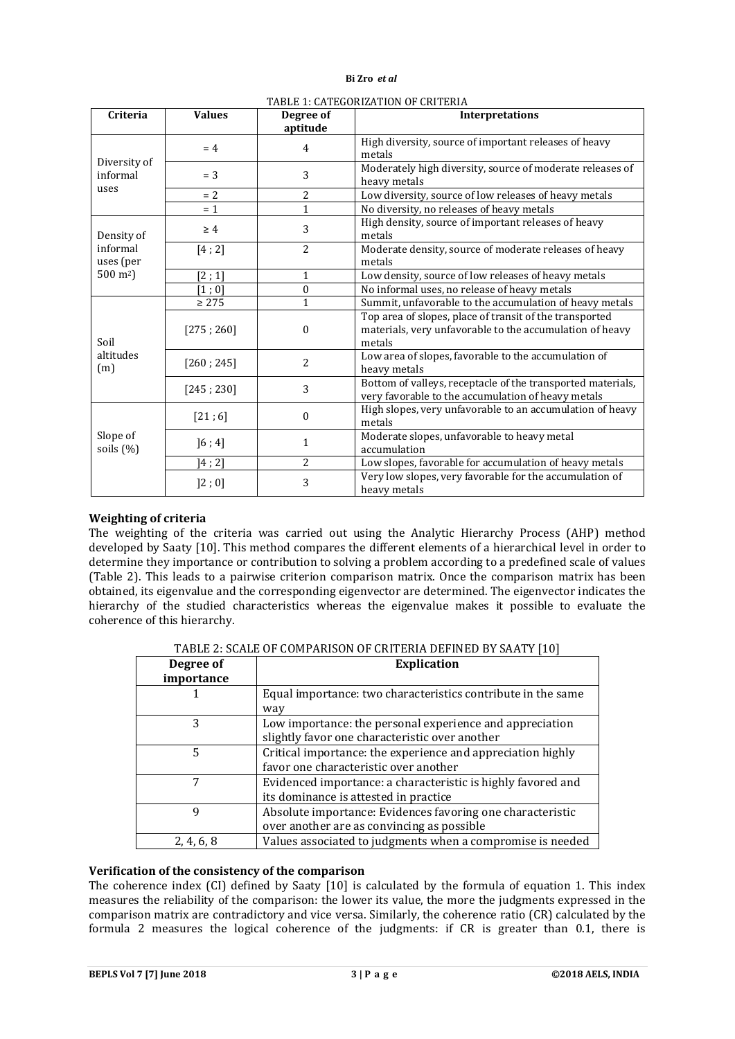TABLE 1: CATEGORIZATION OF CRITERIA

| Criteria | Values | Degree of aptitude | Interpretations |
|---|---|---|---|
| Diversity of informal uses | = 4 | 4 | High diversity, source of important releases of heavy metals |
| | = 3 | 3 | Moderately high diversity, source of moderate releases of heavy metals |
| | = 2 | 2 | Low diversity, source of low releases of heavy metals |
| | = 1 | 1 | No diversity, no releases of heavy metals |
| Density of informal uses (per 500 m²) | ≥ 4 | 3 | High density, source of important releases of heavy metals |
| | [4 ; 2] | 2 | Moderate density, source of moderate releases of heavy metals |
| | [2 ; 1] | 1 | Low density, source of low releases of heavy metals |
| | [1 ; 0] | 0 | No informal uses, no release of heavy metals |
| Soil altitudes (m) | ≥ 275 | 1 | Summit, unfavorable to the accumulation of heavy metals |
| | [275 ; 260] | 0 | Top area of slopes, place of transit of the transported materials, very unfavorable to the accumulation of heavy metals |
| | [260 ; 245] | 2 | Low area of slopes, favorable to the accumulation of heavy metals |
| | [245 ; 230] | 3 | Bottom of valleys, receptacle of the transported materials, very favorable to the accumulation of heavy metals |
| Slope of soils (%) | [21 ; 6] | 0 | High slopes, very unfavorable to an accumulation of heavy metals |
| | ]6 ; 4] | 1 | Moderate slopes, unfavorable to heavy metal accumulation |
| | ]4 ; 2] | 2 | Low slopes, favorable for accumulation of heavy metals |
| | ]2 ; 0] | 3 | Very low slopes, very favorable for the accumulation of heavy metals |

**Weighting of criteria**

The weighting of the criteria was carried out using the Analytic Hierarchy Process (AHP) method developed by Saaty [10]. This method compares the different elements of a hierarchical level in order to determine they importance or contribution to solving a problem according to a predefined scale of values (Table 2). This leads to a pairwise criterion comparison matrix. Once the comparison matrix has been obtained, its eigenvalue and the corresponding eigenvector are determined. The eigenvector indicates the hierarchy of the studied characteristics whereas the eigenvalue makes it possible to evaluate the coherence of this hierarchy.

TABLE 2: SCALE OF COMPARISON OF CRITERIA DEFINED BY SAATY [10]

| Degree of importance | Explication |
|---|---|
| 1 | Equal importance: two characteristics contribute in the same way |
| 3 | Low importance: the personal experience and appreciation slightly favor one characteristic over another |
| 5 | Critical importance: the experience and appreciation highly favor one characteristic over another |
| 7 | Evidenced importance: a characteristic is highly favored and its dominance is attested in practice |
| 9 | Absolute importance: Evidences favoring one characteristic over another are as convincing as possible |
| 2, 4, 6, 8 | Values associated to judgments when a compromise is needed |

**Verification of the consistency of the comparison**

The coherence index (CI) defined by Saaty [10] is calculated by the formula of equation 1. This index measures the reliability of the comparison: the lower its value, the more the judgments expressed in the comparison matrix are contradictory and vice versa. Similarly, the coherence ratio (CR) calculated by the formula 2 measures the logical coherence of the judgments: if CR is greater than 0.1, there is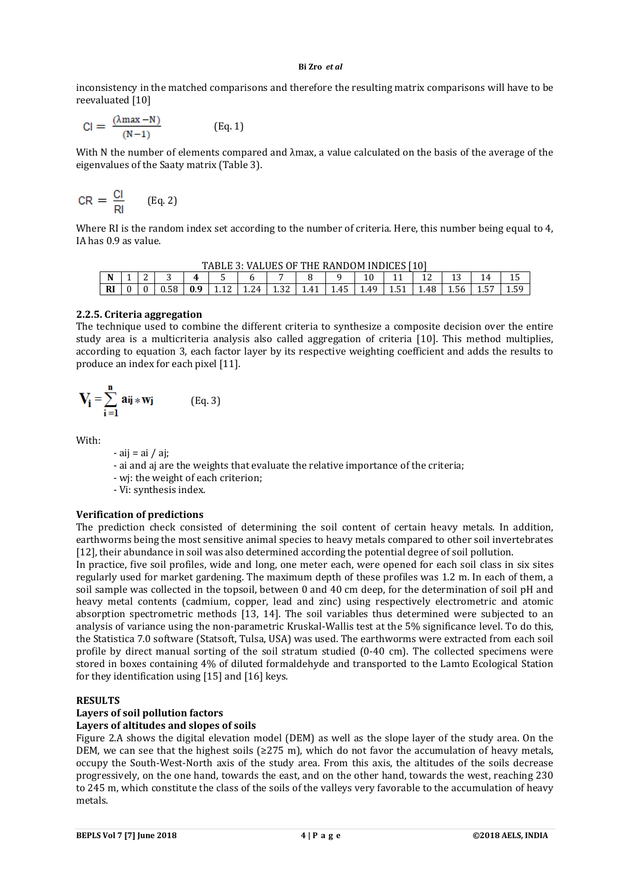inconsistency in the matched comparisons and therefore the resulting matrix comparisons will have to be reevaluated [10]

$$CI = \frac{(\lambda max - N)}{(N-1)} \qquad \text{(Eq. 1)}$$

With N the number of elements compared and λmax, a value calculated on the basis of the average of the eigenvalues of the Saaty matrix (Table 3).

$$CR = \frac{CI}{RI} \qquad \text{(Eq. 2)}$$

Where RI is the random index set according to the number of criteria. Here, this number being equal to 4, IA has 0.9 as value.

TABLE 3: VALUES OF THE RANDOM INDICES [10]

| **N** | 1 | 2 | 3 | **4** | 5 | 6 | 7 | 8 | 9 | 10 | 11 | 12 | 13 | 14 | 15 |
|---|---|---|---|---|---|---|---|---|---|---|---|---|---|---|---|
| **RI** | 0 | 0 | 0.58 | **0.9** | 1.12 | 1.24 | 1.32 | 1.41 | 1.45 | 1.49 | 1.51 | 1.48 | 1.56 | 1.57 | 1.59 |

### 2.2.5. Criteria aggregation

The technique used to combine the different criteria to synthesize a composite decision over the entire study area is a multicriteria analysis also called aggregation of criteria [10]. This method multiplies, according to equation 3, each factor layer by its respective weighting coefficient and adds the results to produce an index for each pixel [11].

$$V_i = \sum_{i=1}^{n} a_{ij} * w_j \qquad \text{(Eq. 3)}$$

With:

- aij = ai / aj;
- ai and aj are the weights that evaluate the relative importance of the criteria;
- wj: the weight of each criterion;
- Vi: synthesis index.

**Verification of predictions**

The prediction check consisted of determining the soil content of certain heavy metals. In addition, earthworms being the most sensitive animal species to heavy metals compared to other soil invertebrates [12], their abundance in soil was also determined according the potential degree of soil pollution.

In practice, five soil profiles, wide and long, one meter each, were opened for each soil class in six sites regularly used for market gardening. The maximum depth of these profiles was 1.2 m. In each of them, a soil sample was collected in the topsoil, between 0 and 40 cm deep, for the determination of soil pH and heavy metal contents (cadmium, copper, lead and zinc) using respectively electrometric and atomic absorption spectrometric methods [13, 14]. The soil variables thus determined were subjected to an analysis of variance using the non-parametric Kruskal-Wallis test at the 5% significance level. To do this, the Statistica 7.0 software (Statsoft, Tulsa, USA) was used. The earthworms were extracted from each soil profile by direct manual sorting of the soil stratum studied (0-40 cm). The collected specimens were stored in boxes containing 4% of diluted formaldehyde and transported to the Lamto Ecological Station for they identification using [15] and [16] keys.

## RESULTS

### Layers of soil pollution factors

#### Layers of altitudes and slopes of soils

Figure 2.A shows the digital elevation model (DEM) as well as the slope layer of the study area. On the DEM, we can see that the highest soils (≥275 m), which do not favor the accumulation of heavy metals, occupy the South-West-North axis of the study area. From this axis, the altitudes of the soils decrease progressively, on the one hand, towards the east, and on the other hand, towards the west, reaching 230 to 245 m, which constitute the class of the soils of the valleys very favorable to the accumulation of heavy metals.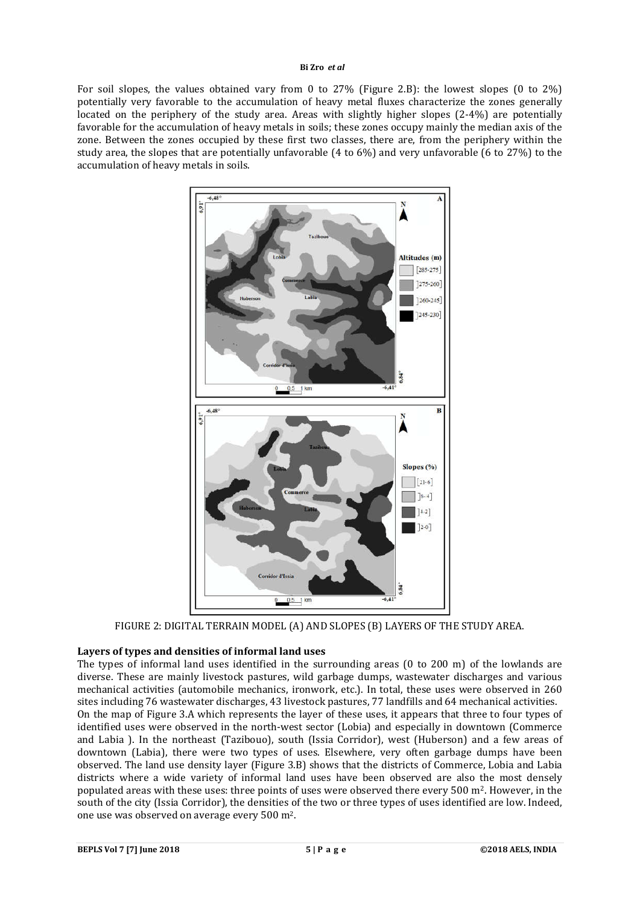For soil slopes, the values obtained vary from 0 to 27% (Figure 2.B): the lowest slopes (0 to 2%) potentially very favorable to the accumulation of heavy metal fluxes characterize the zones generally located on the periphery of the study area. Areas with slightly higher slopes (2-4%) are potentially favorable for the accumulation of heavy metals in soils; these zones occupy mainly the median axis of the zone. Between the zones occupied by these first two classes, there are, from the periphery within the study area, the slopes that are potentially unfavorable (4 to 6%) and very unfavorable (6 to 27%) to the accumulation of heavy metals in soils.

FIGURE 2: DIGITAL TERRAIN MODEL (A) AND SLOPES (B) LAYERS OF THE STUDY AREA.

### Layers of types and densities of informal land uses

The types of informal land uses identified in the surrounding areas (0 to 200 m) of the lowlands are diverse. These are mainly livestock pastures, wild garbage dumps, wastewater discharges and various mechanical activities (automobile mechanics, ironwork, etc.). In total, these uses were observed in 260 sites including 76 wastewater discharges, 43 livestock pastures, 77 landfills and 64 mechanical activities. On the map of Figure 3.A which represents the layer of these uses, it appears that three to four types of identified uses were observed in the north-west sector (Lobia) and especially in downtown (Commerce and Labia ). In the northeast (Tazibouo), south (Issia Corridor), west (Huberson) and a few areas of downtown (Labia), there were two types of uses. Elsewhere, very often garbage dumps have been observed. The land use density layer (Figure 3.B) shows that the districts of Commerce, Lobia and Labia districts where a wide variety of informal land uses have been observed are also the most densely populated areas with these uses: three points of uses were observed there every 500 $m^2$. However, in the south of the city (Issia Corridor), the densities of the two or three types of uses identified are low. Indeed, one use was observed on average every 500 $m^2$.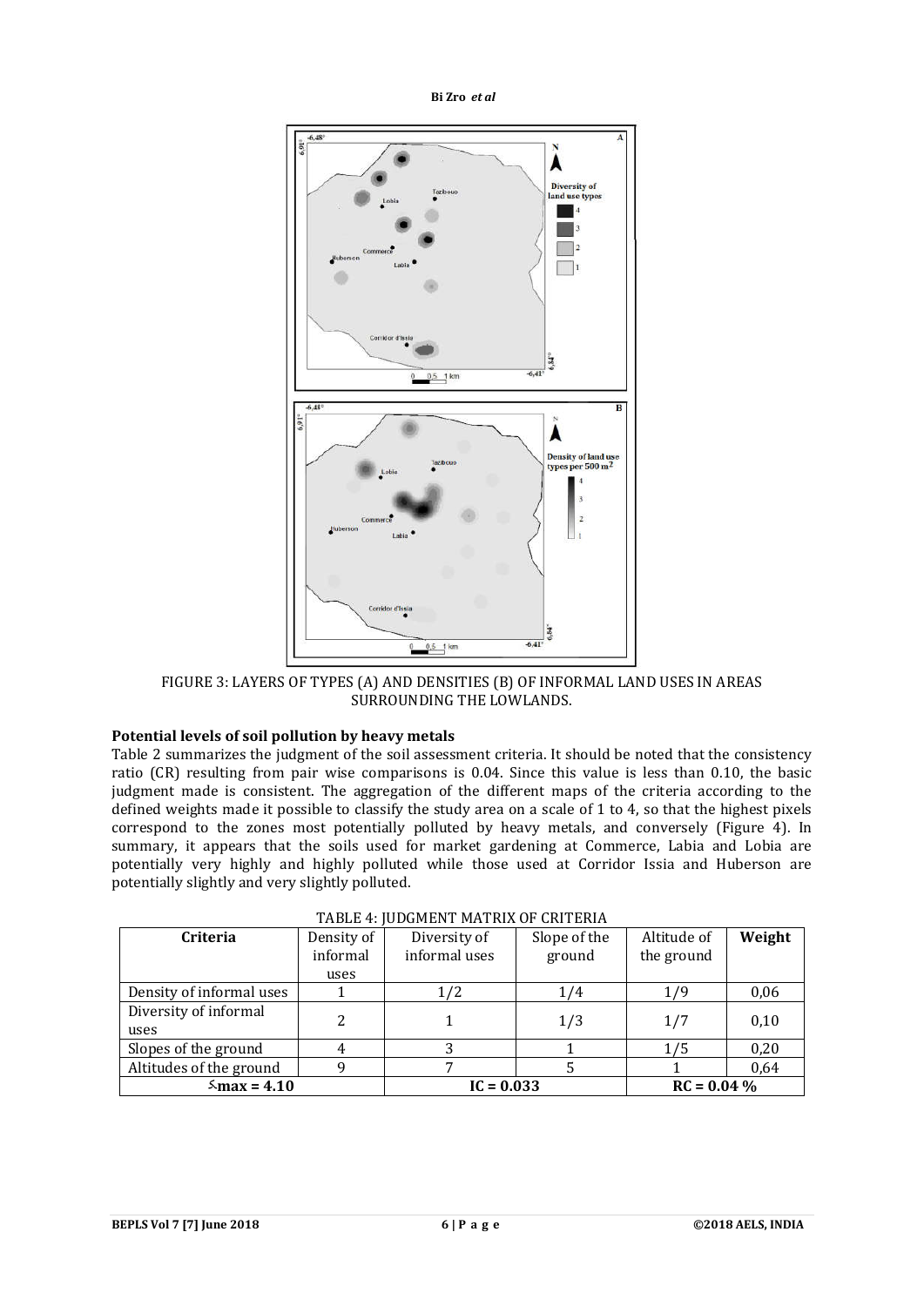FIGURE 3: LAYERS OF TYPES (A) AND DENSITIES (B) OF INFORMAL LAND USES IN AREAS SURROUNDING THE LOWLANDS.

### Potential levels of soil pollution by heavy metals

Table 2 summarizes the judgment of the soil assessment criteria. It should be noted that the consistency ratio (CR) resulting from pair wise comparisons is 0.04. Since this value is less than 0.10, the basic judgment made is consistent. The aggregation of the different maps of the criteria according to the defined weights made it possible to classify the study area on a scale of 1 to 4, so that the highest pixels correspond to the zones most potentially polluted by heavy metals, and conversely (Figure 4). In summary, it appears that the soils used for market gardening at Commerce, Labia and Lobia are potentially very highly and highly polluted while those used at Corridor Issia and Huberson are potentially slightly and very slightly polluted.

TABLE 4: JUDGMENT MATRIX OF CRITERIA

| Criteria | Density of informal uses | Diversity of informal uses | Slope of the ground | Altitude of the ground | Weight |
|---|---|---|---|---|---|
| Density of informal uses | 1 | 1/2 | 1/4 | 1/9 | 0,06 |
| Diversity of informal uses | 2 | 1 | 1/3 | 1/7 | 0,10 |
| Slopes of the ground | 4 | 3 | 1 | 1/5 | 0,20 |
| Altitudes of the ground | 9 | 7 | 5 | 1 | 0,64 |
| **$\lambda$max = 4.10** | | **IC = 0.033** | | **RC = 0.04 %** | |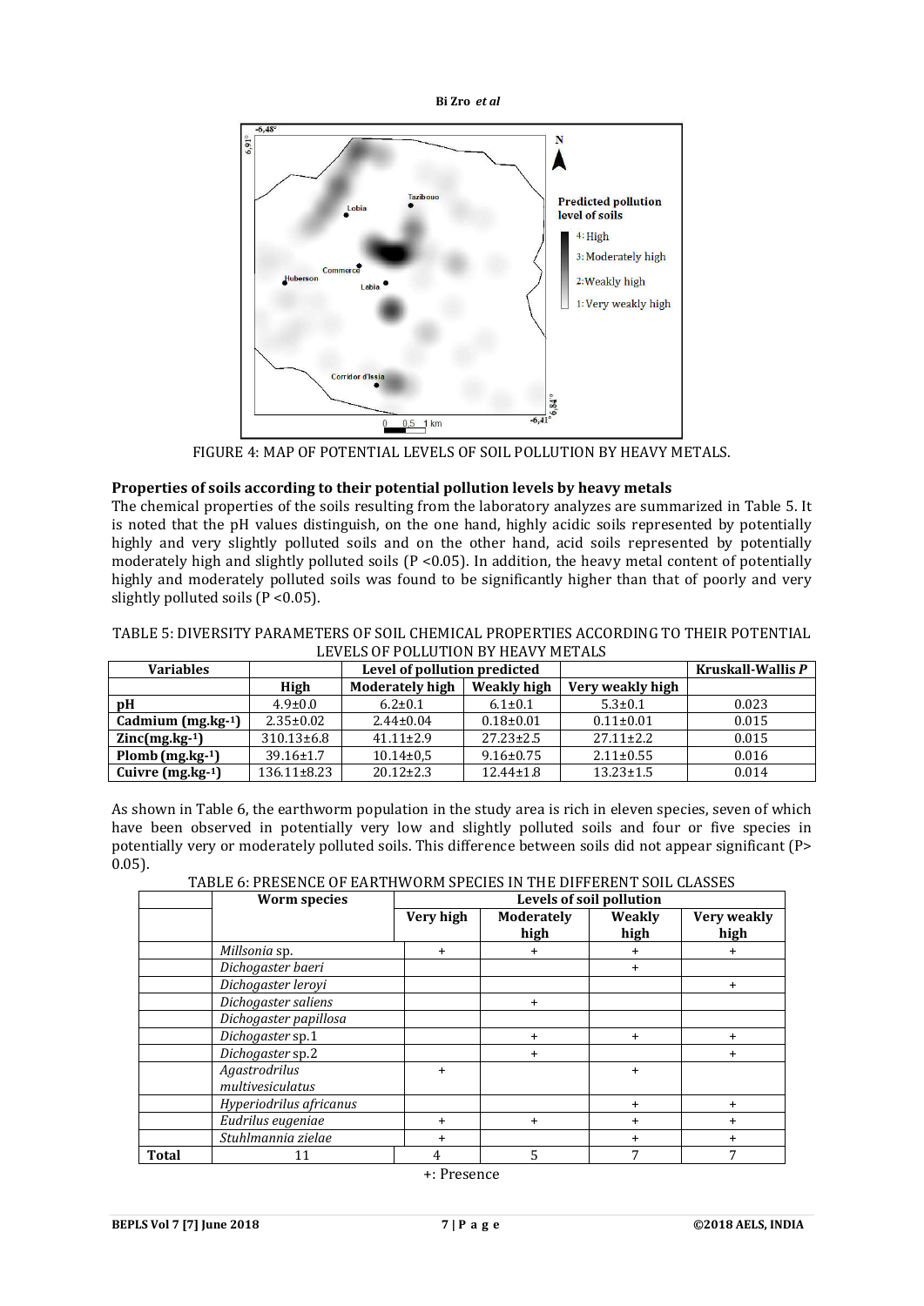FIGURE 4: MAP OF POTENTIAL LEVELS OF SOIL POLLUTION BY HEAVY METALS.

### Properties of soils according to their potential pollution levels by heavy metals

The chemical properties of the soils resulting from the laboratory analyzes are summarized in Table 5. It is noted that the pH values distinguish, on the one hand, highly acidic soils represented by potentially highly and very slightly polluted soils and on the other hand, acid soils represented by potentially moderately high and slightly polluted soils ($P < 0.05$). In addition, the heavy metal content of potentially highly and moderately polluted soils was found to be significantly higher than that of poorly and very slightly polluted soils ($P < 0.05$).

TABLE 5: DIVERSITY PARAMETERS OF SOIL CHEMICAL PROPERTIES ACCORDING TO THEIR POTENTIAL LEVELS OF POLLUTION BY HEAVY METALS

| Variables | Level of pollution predicted | | | | Kruskall-Wallis *P* |
|---|---|---|---|---|---|
| | High | Moderately high | Weakly high | Very weakly high | |
| **pH** | 4.9±0.0 | 6.2±0.1 | 6.1±0.1 | 5.3±0.1 | 0.023 |
| **Cadmium (mg.kg-1)** | 2.35±0.02 | 2.44±0.04 | 0.18±0.01 | 0.11±0.01 | 0.015 |
| **Zinc(mg.kg-1)** | 310.13±6.8 | 41.11±2.9 | 27.23±2.5 | 27.11±2.2 | 0.015 |
| **Plomb (mg.kg-1)** | 39.16±1.7 | 10.14±0,5 | 9.16±0.75 | 2.11±0.55 | 0.016 |
| **Cuivre (mg.kg-1)** | 136.11±8.23 | 20.12±2.3 | 12.44±1.8 | 13.23±1.5 | 0.014 |

As shown in Table 6, the earthworm population in the study area is rich in eleven species, seven of which have been observed in potentially very low and slightly polluted soils and four or five species in potentially very or moderately polluted soils. This difference between soils did not appear significant ($P > 0.05$).

TABLE 6: PRESENCE OF EARTHWORM SPECIES IN THE DIFFERENT SOIL CLASSES

| | Worm species | Levels of soil pollution | | | |
|---|---|---|---|---|---|
| | | Very high | Moderately high | Weakly high | Very weakly high |
| | *Millsonia* sp. | + | + | + | + |
| | *Dichogaster baeri* | | | + | |
| | *Dichogaster leroyi* | | | | + |
| | *Dichogaster saliens* | | + | | |
| | *Dichogaster papillosa* | | | | |
| | *Dichogaster* sp.1 | | + | + | + |
| | *Dichogaster* sp.2 | | + | | + |
| | *Agastrodrilus multivesiculatus* | + | | + | |
| | *Hyperiodrilus africanus* | | | + | + |
| | *Eudrilus eugeniae* | + | + | + | + |
| | *Stuhlmannia zielae* | + | | + | + |
| **Total** | 11 | 4 | 5 | 7 | 7 |

+: Presence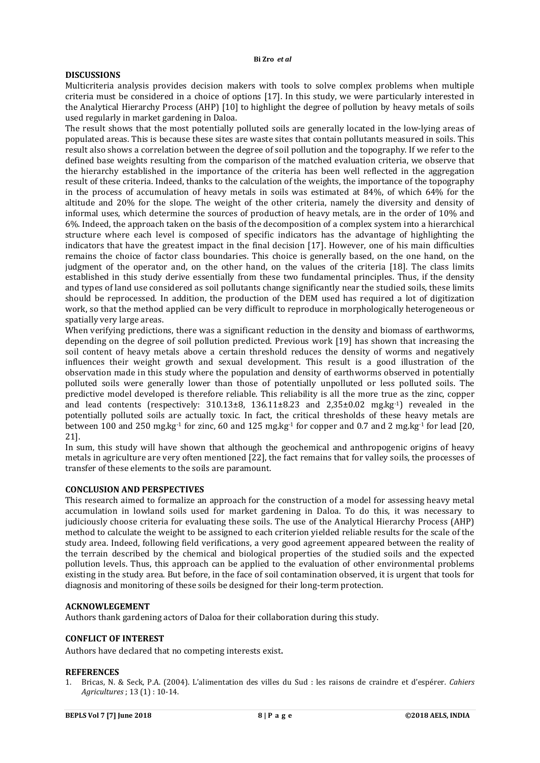## DISCUSSIONS

Multicriteria analysis provides decision makers with tools to solve complex problems when multiple criteria must be considered in a choice of options [17]. In this study, we were particularly interested in the Analytical Hierarchy Process (AHP) [10] to highlight the degree of pollution by heavy metals of soils used regularly in market gardening in Daloa.

The result shows that the most potentially polluted soils are generally located in the low-lying areas of populated areas. This is because these sites are waste sites that contain pollutants measured in soils. This result also shows a correlation between the degree of soil pollution and the topography. If we refer to the defined base weights resulting from the comparison of the matched evaluation criteria, we observe that the hierarchy established in the importance of the criteria has been well reflected in the aggregation result of these criteria. Indeed, thanks to the calculation of the weights, the importance of the topography in the process of accumulation of heavy metals in soils was estimated at 84%, of which 64% for the altitude and 20% for the slope. The weight of the other criteria, namely the diversity and density of informal uses, which determine the sources of production of heavy metals, are in the order of 10% and 6%. Indeed, the approach taken on the basis of the decomposition of a complex system into a hierarchical structure where each level is composed of specific indicators has the advantage of highlighting the indicators that have the greatest impact in the final decision [17]. However, one of his main difficulties remains the choice of factor class boundaries. This choice is generally based, on the one hand, on the judgment of the operator and, on the other hand, on the values of the criteria [18]. The class limits established in this study derive essentially from these two fundamental principles. Thus, if the density and types of land use considered as soil pollutants change significantly near the studied soils, these limits should be reprocessed. In addition, the production of the DEM used has required a lot of digitization work, so that the method applied can be very difficult to reproduce in morphologically heterogeneous or spatially very large areas.

When verifying predictions, there was a significant reduction in the density and biomass of earthworms, depending on the degree of soil pollution predicted. Previous work [19] has shown that increasing the soil content of heavy metals above a certain threshold reduces the density of worms and negatively influences their weight growth and sexual development. This result is a good illustration of the observation made in this study where the population and density of earthworms observed in potentially polluted soils were generally lower than those of potentially unpolluted or less polluted soils. The predictive model developed is therefore reliable. This reliability is all the more true as the zinc, copper and lead contents (respectively: 310.13±8, 136.11±8.23 and 2,35±0.02 $mg.kg^{-1}$) revealed in the potentially polluted soils are actually toxic. In fact, the critical thresholds of these heavy metals are between 100 and 250 $mg.kg^{-1}$ for zinc, 60 and 125 $mg.kg^{-1}$ for copper and 0.7 and 2 $mg.kg^{-1}$ for lead [20, 21].

In sum, this study will have shown that although the geochemical and anthropogenic origins of heavy metals in agriculture are very often mentioned [22], the fact remains that for valley soils, the processes of transfer of these elements to the soils are paramount.

## CONCLUSION AND PERSPECTIVES

This research aimed to formalize an approach for the construction of a model for assessing heavy metal accumulation in lowland soils used for market gardening in Daloa. To do this, it was necessary to judiciously choose criteria for evaluating these soils. The use of the Analytical Hierarchy Process (AHP) method to calculate the weight to be assigned to each criterion yielded reliable results for the scale of the study area. Indeed, following field verifications, a very good agreement appeared between the reality of the terrain described by the chemical and biological properties of the studied soils and the expected pollution levels. Thus, this approach can be applied to the evaluation of other environmental problems existing in the study area. But before, in the face of soil contamination observed, it is urgent that tools for diagnosis and monitoring of these soils be designed for their long-term protection.

## ACKNOWLEGEMENT

Authors thank gardening actors of Daloa for their collaboration during this study.

## CONFLICT OF INTEREST

Authors have declared that no competing interests exist.

## REFERENCES

1. Bricas, N. & Seck, P.A. (2004). L'alimentation des villes du Sud : les raisons de craindre et d'espérer. *Cahiers Agricultures* ; 13 (1) : 10-14.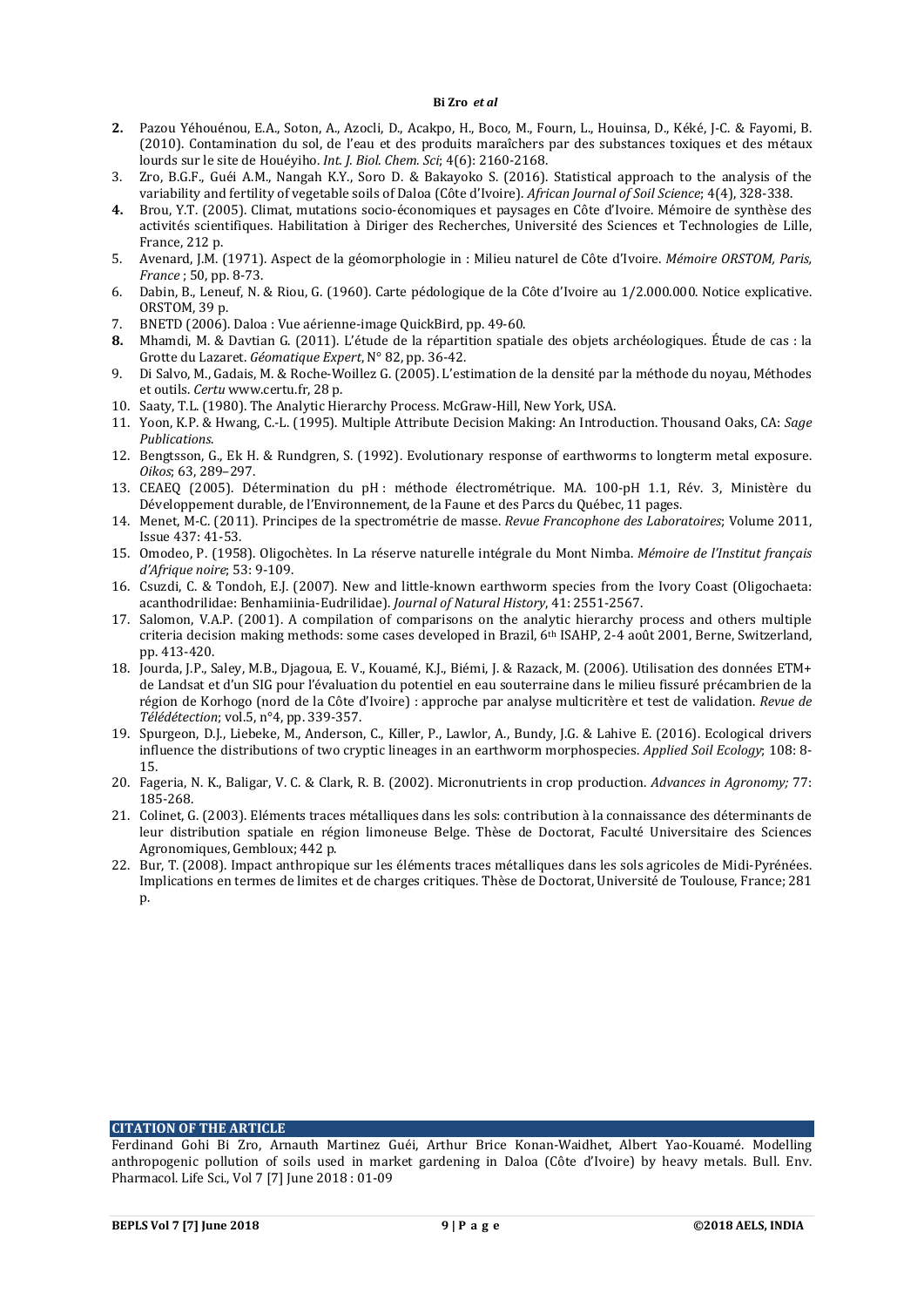2. Pazou Yéhouénou, E.A., Soton, A., Azocli, D., Acakpo, H., Boco, M., Fourn, L., Houinsa, D., Kéké, J-C. & Fayomi, B. (2010). Contamination du sol, de l'eau et des produits maraîchers par des substances toxiques et des métaux lourds sur le site de Houéyiho. *Int. J. Biol. Chem. Sci*; 4(6): 2160-2168.
3. Zro, B.G.F., Guéi A.M., Nangah K.Y., Soro D. & Bakayoko S. (2016). Statistical approach to the analysis of the variability and fertility of vegetable soils of Daloa (Côte d'Ivoire). *African Journal of Soil Science*; 4(4), 328-338.
4. Brou, Y.T. (2005). Climat, mutations socio-économiques et paysages en Côte d'Ivoire. Mémoire de synthèse des activités scientifiques. Habilitation à Diriger des Recherches, Université des Sciences et Technologies de Lille, France, 212 p.
5. Avenard, J.M. (1971). Aspect de la géomorphologie in : Milieu naturel de Côte d'Ivoire. *Mémoire ORSTOM, Paris, France* ; 50, pp. 8-73.
6. Dabin, B., Leneuf, N. & Riou, G. (1960). Carte pédologique de la Côte d'Ivoire au 1/2.000.000. Notice explicative. ORSTOM, 39 p.
7. BNETD (2006). Daloa : Vue aérienne-image QuickBird, pp. 49-60.
8. Mhamdi, M. & Davtian G. (2011). L'étude de la répartition spatiale des objets archéologiques. Étude de cas : la Grotte du Lazaret. *Géomatique Expert*, N° 82, pp. 36-42.
9. Di Salvo, M., Gadais, M. & Roche-Woillez G. (2005). L'estimation de la densité par la méthode du noyau, Méthodes et outils. *Certu* www.certu.fr, 28 p.
10. Saaty, T.L. (1980). The Analytic Hierarchy Process. McGraw-Hill, New York, USA.
11. Yoon, K.P. & Hwang, C.-L. (1995). Multiple Attribute Decision Making: An Introduction. Thousand Oaks, CA: *Sage Publications*.
12. Bengtsson, G., Ek H. & Rundgren, S. (1992). Evolutionary response of earthworms to longterm metal exposure. *Oikos*; 63, 289–297.
13. CEAEQ (2005). Détermination du pH : méthode électrométrique. MA. 100-pH 1.1, Rév. 3, Ministère du Développement durable, de l'Environnement, de la Faune et des Parcs du Québec, 11 pages.
14. Menet, M-C. (2011). Principes de la spectrométrie de masse. *Revue Francophone des Laboratoires*; Volume 2011, Issue 437: 41-53.
15. Omodeo, P. (1958). Oligochètes. In La réserve naturelle intégrale du Mont Nimba. *Mémoire de l'Institut français d'Afrique noire*; 53: 9-109.
16. Csuzdi, C. & Tondoh, E.J. (2007). New and little-known earthworm species from the Ivory Coast (Oligochaeta: acanthodrilidae: Benhamiinia-Eudrilidae). *Journal of Natural History*, 41: 2551-2567.
17. Salomon, V.A.P. (2001). A compilation of comparisons on the analytic hierarchy process and others multiple criteria decision making methods: some cases developed in Brazil, 6th ISAHP, 2-4 août 2001, Berne, Switzerland, pp. 413-420.
18. Jourda, J.P., Saley, M.B., Djagoua, E. V., Kouamé, K.J., Biémi, J. & Razack, M. (2006). Utilisation des données ETM+ de Landsat et d'un SIG pour l'évaluation du potentiel en eau souterraine dans le milieu fissuré précambrien de la région de Korhogo (nord de la Côte d'Ivoire) : approche par analyse multicritère et test de validation. *Revue de Télédétection*; vol.5, n°4, pp. 339-357.
19. Spurgeon, D.J., Liebeke, M., Anderson, C., Killer, P., Lawlor, A., Bundy, J.G. & Lahive E. (2016). Ecological drivers influence the distributions of two cryptic lineages in an earthworm morphospecies. *Applied Soil Ecology*; 108: 8-15.
20. Fageria, N. K., Baligar, V. C. & Clark, R. B. (2002). Micronutrients in crop production. *Advances in Agronomy;* 77: 185-268.
21. Colinet, G. (2003). Eléments traces métalliques dans les sols: contribution à la connaissance des déterminants de leur distribution spatiale en région limoneuse Belge. Thèse de Doctorat, Faculté Universitaire des Sciences Agronomiques, Gembloux; 442 p.
22. Bur, T. (2008). Impact anthropique sur les éléments traces métalliques dans les sols agricoles de Midi-Pyrénées. Implications en termes de limites et de charges critiques. Thèse de Doctorat, Université de Toulouse, France; 281 p.

**CITATION OF THE ARTICLE**

Ferdinand Gohi Bi Zro, Arnauth Martinez Guéi, Arthur Brice Konan-Waidhet, Albert Yao-Kouamé. Modelling anthropogenic pollution of soils used in market gardening in Daloa (Côte d'Ivoire) by heavy metals. Bull. Env. Pharmacol. Life Sci., Vol 7 [7] June 2018 : 01-09